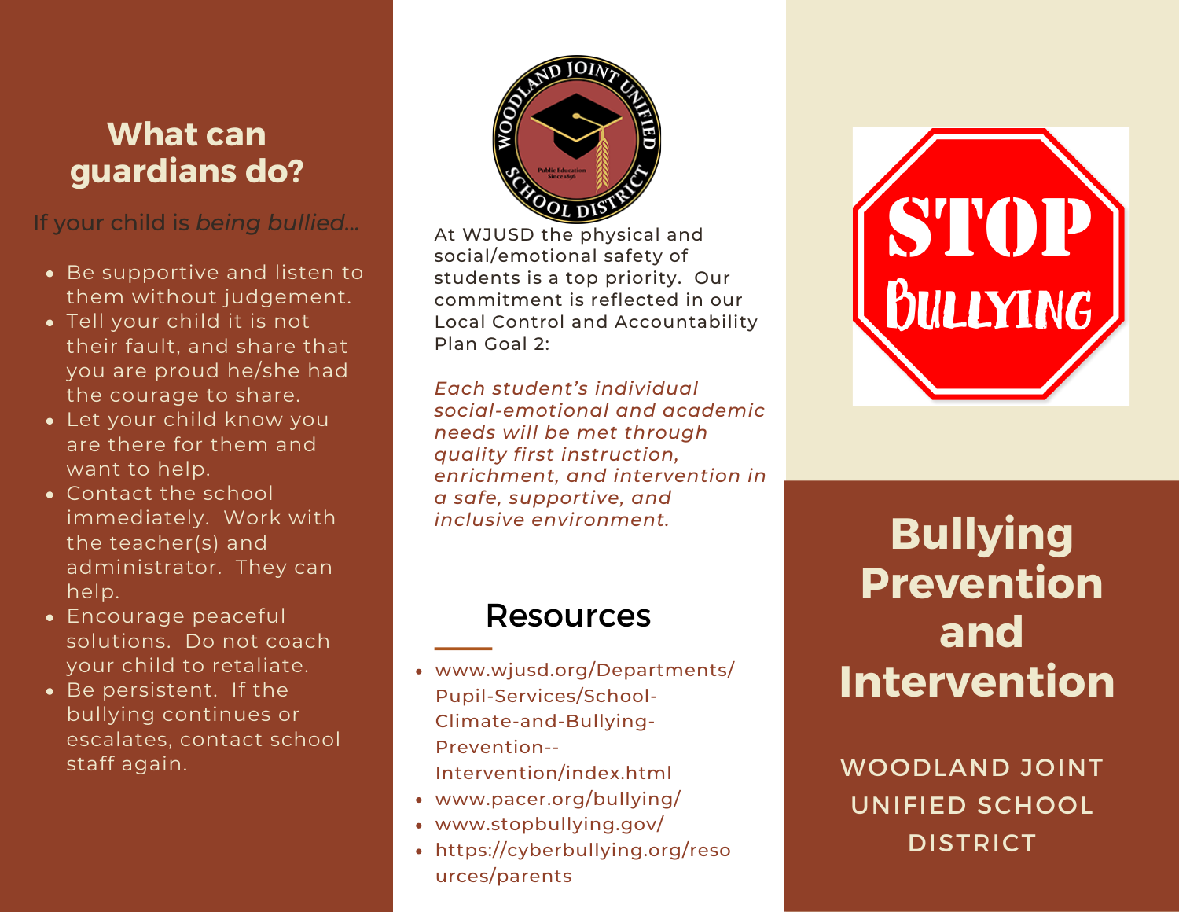## What can guardians do?

If your child is *being bullied*...

- Be supportive and listen to them without judgement.
- Tell your child it is not their fault, and share that you are proud he/she had the courage to share.
- Let your child know you are there for them and want to help.
- Contact the school immediately. Work with the teacher(s) and administrator. They can help.
- Encourage peaceful solutions. Do not coach your child to retaliate.
- Be persistent. If the bullying continues or escalates, contact school staff again.

WOODLAND JOINT UNIFIED SCHOOL DISTRICT
Public Education Since 1896

At WJUSD the physical and social/emotional safety of students is a top priority. Our commitment is reflected in our Local Control and Accountability Plan Goal 2:

*Each student's individual social-emotional and academic needs will be met through quality first instruction, enrichment, and intervention in a safe, supportive, and inclusive environment.*

## Resources

- www.wjusd.org/Departments/Pupil-Services/School-Climate-and-Bullying-Prevention--Intervention/index.html
- www.pacer.org/bullying/
- www.stopbullying.gov/
- https://cyberbullying.org/resources/parents

STOP BULLYING

# Bullying Prevention and Intervention

WOODLAND JOINT UNIFIED SCHOOL DISTRICT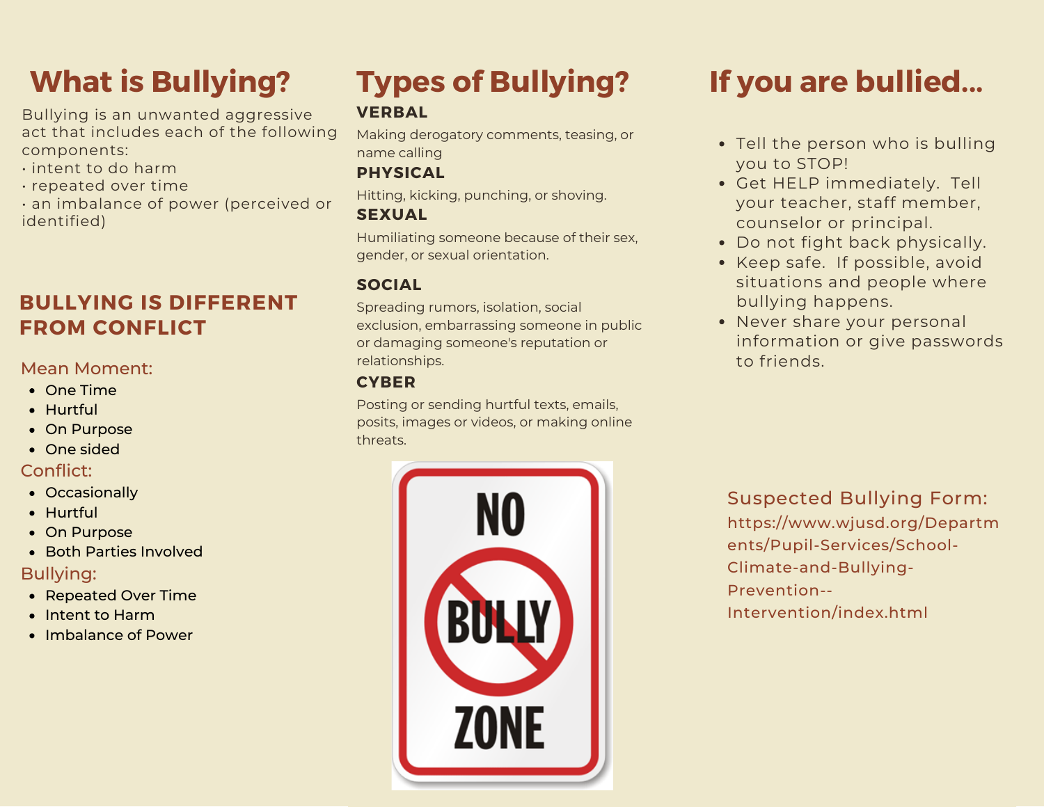# What is Bullying?

Bullying is an unwanted aggressive act that includes each of the following components:

· intent to do harm
· repeated over time
· an imbalance of power (perceived or identified)

## BULLYING IS DIFFERENT FROM CONFLICT

### Mean Moment:

- One Time
- Hurtful
- On Purpose
- One sided

### Conflict:

- Occasionally
- Hurtful
- On Purpose
- Both Parties Involved

### Bullying:

- Repeated Over Time
- Intent to Harm
- Imbalance of Power

# Types of Bullying?

**VERBAL**

Making derogatory comments, teasing, or name calling

**PHYSICAL**

Hitting, kicking, punching, or shoving.

**SEXUAL**

Humiliating someone because of their sex, gender, or sexual orientation.

**SOCIAL**

Spreading rumors, isolation, social exclusion, embarrassing someone in public or damaging someone's reputation or relationships.

**CYBER**

Posting or sending hurtful texts, emails, posits, images or videos, or making online threats.

NO BULLY ZONE

# If you are bullied...

- Tell the person who is bulling you to STOP!
- Get HELP immediately. Tell your teacher, staff member, counselor or principal.
- Do not fight back physically.
- Keep safe. If possible, avoid situations and people where bullying happens.
- Never share your personal information or give passwords to friends.

Suspected Bullying Form:
https://www.wjusd.org/Departments/Pupil-Services/School-Climate-and-Bullying-Prevention--Intervention/index.html